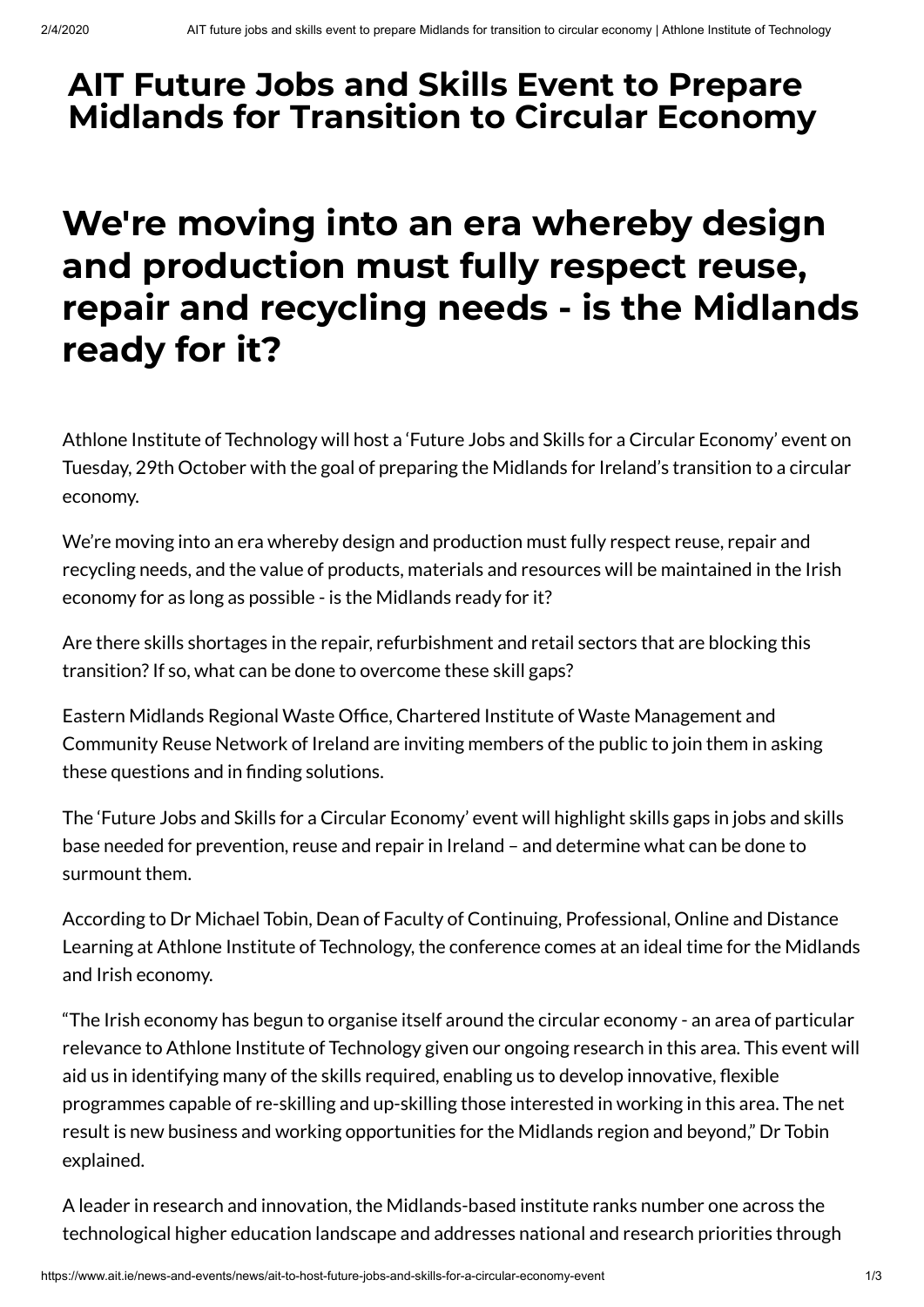# AIT Future Jobs and Skills Event to Prepare Midlands for Transition to Circular Economy

## We're moving into an era whereby design and production must fully respect reuse, repair and recycling needs - is the Midlands ready for it?

Athlone Institute of Technology will host a 'Future Jobs and Skills for a Circular Economy' event on Tuesday, 29th October with the goal of preparing the Midlands for Ireland's transition to a circular economy.

We're moving into an era whereby design and production must fully respect reuse, repair and recycling needs, and the value of products, materials and resources will be maintained in the Irish economy for as long as possible - is the Midlands ready for it?

Are there skills shortages in the repair, refurbishment and retail sectors that are blocking this transition? If so, what can be done to overcome these skill gaps?

Eastern Midlands Regional Waste Office, Chartered Institute of Waste Management and Community Reuse Network of Ireland are inviting members of the public to join them in asking these questions and in finding solutions.

The 'Future Jobs and Skills for a Circular Economy' event will highlight skills gaps in jobs and skills base needed for prevention, reuse and repair in Ireland – and determine what can be done to surmount them.

According to Dr Michael Tobin, Dean of Faculty of Continuing, Professional, Online and Distance Learning at Athlone Institute of Technology, the conference comes at an ideal time for the Midlands and Irish economy.

"The Irish economy has begun to organise itself around the circular economy - an area of particular relevance to Athlone Institute of Technology given our ongoing research in this area. This event will aid us in identifying many of the skills required, enabling us to develop innovative, flexible programmes capable of re-skilling and up-skilling those interested in working in this area. The net result is new business and working opportunities for the Midlands region and beyond," Dr Tobin explained.

A leader in research and innovation, the Midlands-based institute ranks number one across the technological higher education landscape and addresses national and research priorities through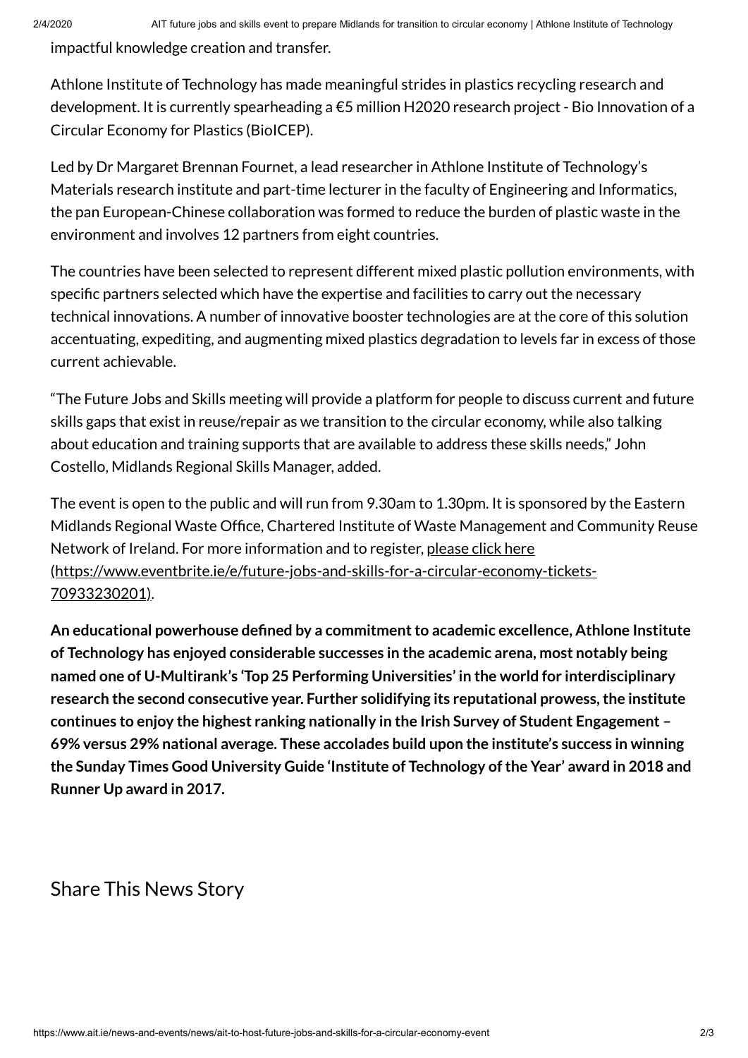impactful knowledge creation and transfer.

Athlone Institute of Technology has made meaningful strides in plastics recycling research and development. It is currently spearheading a €5 million H2020 research project - Bio Innovation of a Circular Economy for Plastics (BioICEP).

Led by Dr Margaret Brennan Fournet, a lead researcher in Athlone Institute of Technology's Materials research institute and part-time lecturer in the faculty of Engineering and Informatics, the pan European-Chinese collaboration was formed to reduce the burden of plastic waste in the environment and involves 12 partners from eight countries.

The countries have been selected to represent different mixed plastic pollution environments, with specific partners selected which have the expertise and facilities to carry out the necessary technical innovations. A number of innovative booster technologies are at the core of this solution accentuating, expediting, and augmenting mixed plastics degradation to levels far in excess of those current achievable.

"The Future Jobs and Skills meeting will provide a platform for people to discuss current and future skills gaps that exist in reuse/repair as we transition to the circular economy, while also talking about education and training supports that are available to address these skills needs," John Costello, Midlands Regional Skills Manager, added.

The event is open to the public and will run from 9.30am to 1.30pm. It is sponsored by the Eastern Midlands Regional Waste Office, Chartered Institute of Waste Management and Community Reuse Network of Ireland. For more information and to register, [please click here (https://www.eventbrite.ie/e/future-jobs-and-skills-for-a-circular-economy-tickets-70933230201)](https://www.eventbrite.ie/e/future-jobs-and-skills-for-a-circular-economy-tickets-70933230201).

**An educational powerhouse defined by a commitment to academic excellence, Athlone Institute of Technology has enjoyed considerable successes in the academic arena, most notably being named one of U-Multirank's 'Top 25 Performing Universities' in the world for interdisciplinary research the second consecutive year. Further solidifying its reputational prowess, the institute continues to enjoy the highest ranking nationally in the Irish Survey of Student Engagement – 69% versus 29% national average. These accolades build upon the institute's success in winning the Sunday Times Good University Guide 'Institute of Technology of the Year' award in 2018 and Runner Up award in 2017.**

## Share This News Story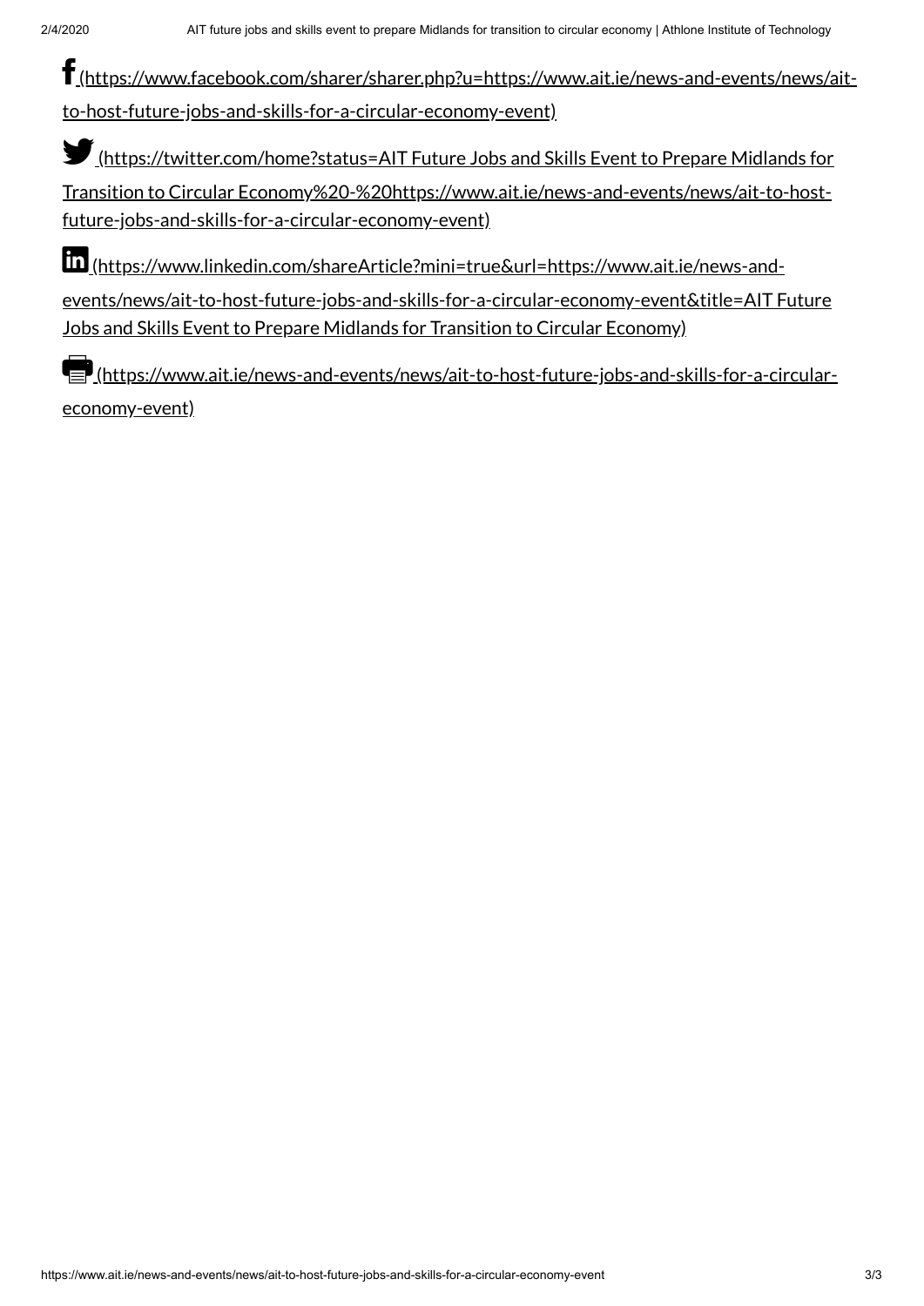f (https://www.facebook.com/sharer/sharer.php?u=https://www.ait.ie/news-and-events/news/ait-to-host-future-jobs-and-skills-for-a-circular-economy-event)

(https://twitter.com/home?status=AIT Future Jobs and Skills Event to Prepare Midlands for Transition to Circular Economy%20-%20https://www.ait.ie/news-and-events/news/ait-to-host-future-jobs-and-skills-for-a-circular-economy-event)

in (https://www.linkedin.com/shareArticle?mini=true&url=https://www.ait.ie/news-and-events/news/ait-to-host-future-jobs-and-skills-for-a-circular-economy-event&title=AIT Future Jobs and Skills Event to Prepare Midlands for Transition to Circular Economy)

(https://www.ait.ie/news-and-events/news/ait-to-host-future-jobs-and-skills-for-a-circular-economy-event)